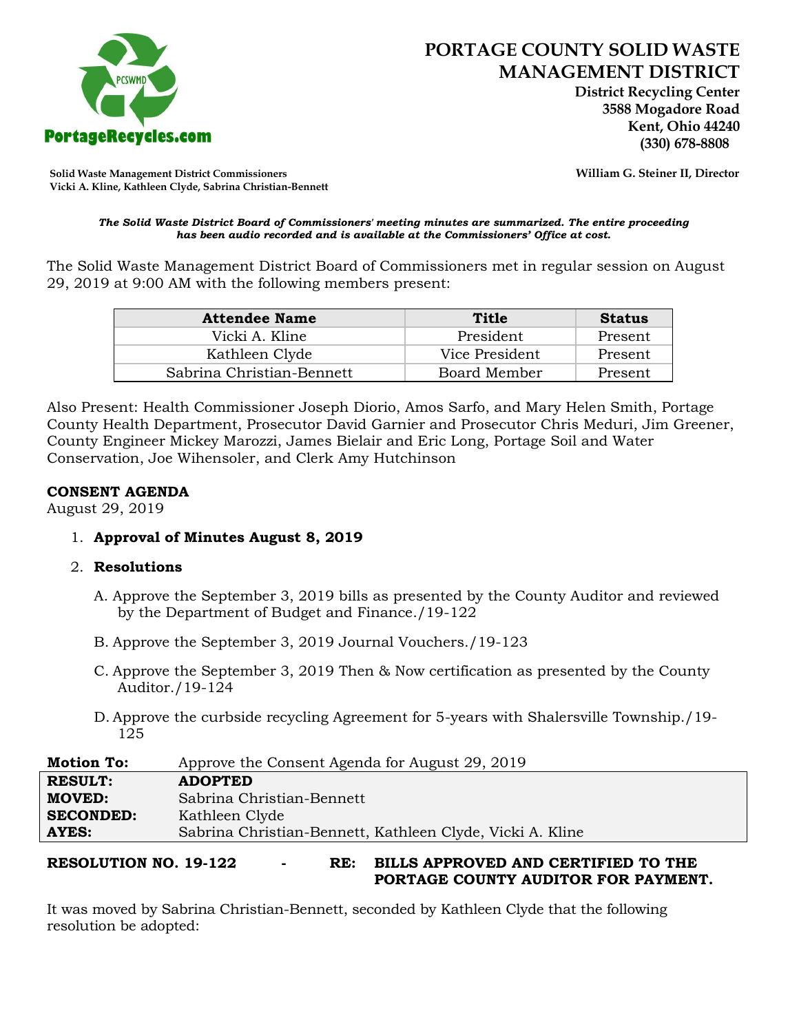# PORTAGE COUNTY SOLID WASTE MANAGEMENT DISTRICT

**District Recycling Center**
**3588 Mogadore Road**
**Kent, Ohio 44240**
**(330) 678-8808**

PortageRecycles.com

**Solid Waste Management District Commissioners**
**Vicki A. Kline, Kathleen Clyde, Sabrina Christian-Bennett**

**William G. Steiner II, Director**

***The Solid Waste District Board of Commissioners' meeting minutes are summarized. The entire proceeding has been audio recorded and is available at the Commissioners' Office at cost.***

The Solid Waste Management District Board of Commissioners met in regular session on August 29, 2019 at 9:00 AM with the following members present:

| Attendee Name | Title | Status |
|---|---|---|
| Vicki A. Kline | President | Present |
| Kathleen Clyde | Vice President | Present |
| Sabrina Christian-Bennett | Board Member | Present |

Also Present: Health Commissioner Joseph Diorio, Amos Sarfo, and Mary Helen Smith, Portage County Health Department, Prosecutor David Garnier and Prosecutor Chris Meduri, Jim Greener, County Engineer Mickey Marozzi, James Bielair and Eric Long, Portage Soil and Water Conservation, Joe Wihensoler, and Clerk Amy Hutchinson

**CONSENT AGENDA**
August 29, 2019

1. **Approval of Minutes August 8, 2019**

2. **Resolutions**

   A. Approve the September 3, 2019 bills as presented by the County Auditor and reviewed by the Department of Budget and Finance./19-122

   B. Approve the September 3, 2019 Journal Vouchers./19-123

   C. Approve the September 3, 2019 Then & Now certification as presented by the County Auditor./19-124

   D. Approve the curbside recycling Agreement for 5-years with Shalersville Township./19-125

| **Motion To:** | Approve the Consent Agenda for August 29, 2019 |
|---|---|
| **RESULT:** | **ADOPTED** |
| **MOVED:** | Sabrina Christian-Bennett |
| **SECONDED:** | Kathleen Clyde |
| **AYES:** | Sabrina Christian-Bennett, Kathleen Clyde, Vicki A. Kline |

**RESOLUTION NO. 19-122 - RE: BILLS APPROVED AND CERTIFIED TO THE PORTAGE COUNTY AUDITOR FOR PAYMENT.**

It was moved by Sabrina Christian-Bennett, seconded by Kathleen Clyde that the following resolution be adopted: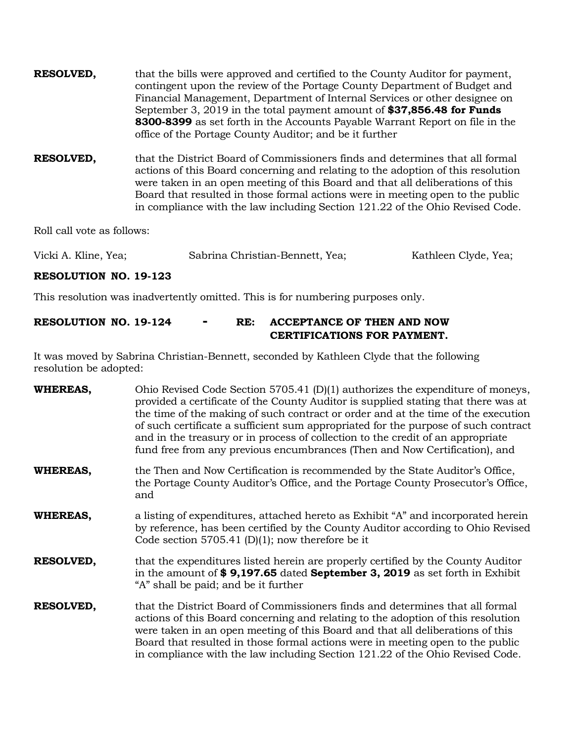**RESOLVED,** that the bills were approved and certified to the County Auditor for payment, contingent upon the review of the Portage County Department of Budget and Financial Management, Department of Internal Services or other designee on September 3, 2019 in the total payment amount of **$37,856.48 for Funds 8300-8399** as set forth in the Accounts Payable Warrant Report on file in the office of the Portage County Auditor; and be it further

**RESOLVED,** that the District Board of Commissioners finds and determines that all formal actions of this Board concerning and relating to the adoption of this resolution were taken in an open meeting of this Board and that all deliberations of this Board that resulted in those formal actions were in meeting open to the public in compliance with the law including Section 121.22 of the Ohio Revised Code.

Roll call vote as follows:

Vicki A. Kline, Yea; Sabrina Christian-Bennett, Yea; Kathleen Clyde, Yea;

**RESOLUTION NO. 19-123**

This resolution was inadvertently omitted. This is for numbering purposes only.

**RESOLUTION NO. 19-124 - RE: ACCEPTANCE OF THEN AND NOW CERTIFICATIONS FOR PAYMENT.**

It was moved by Sabrina Christian-Bennett, seconded by Kathleen Clyde that the following resolution be adopted:

**WHEREAS,** Ohio Revised Code Section 5705.41 (D)(1) authorizes the expenditure of moneys, provided a certificate of the County Auditor is supplied stating that there was at the time of the making of such contract or order and at the time of the execution of such certificate a sufficient sum appropriated for the purpose of such contract and in the treasury or in process of collection to the credit of an appropriate fund free from any previous encumbrances (Then and Now Certification), and

**WHEREAS,** the Then and Now Certification is recommended by the State Auditor's Office, the Portage County Auditor's Office, and the Portage County Prosecutor's Office, and

**WHEREAS,** a listing of expenditures, attached hereto as Exhibit "A" and incorporated herein by reference, has been certified by the County Auditor according to Ohio Revised Code section 5705.41 (D)(1); now therefore be it

**RESOLVED,** that the expenditures listed herein are properly certified by the County Auditor in the amount of **$ 9,197.65** dated **September 3, 2019** as set forth in Exhibit "A" shall be paid; and be it further

**RESOLVED,** that the District Board of Commissioners finds and determines that all formal actions of this Board concerning and relating to the adoption of this resolution were taken in an open meeting of this Board and that all deliberations of this Board that resulted in those formal actions were in meeting open to the public in compliance with the law including Section 121.22 of the Ohio Revised Code.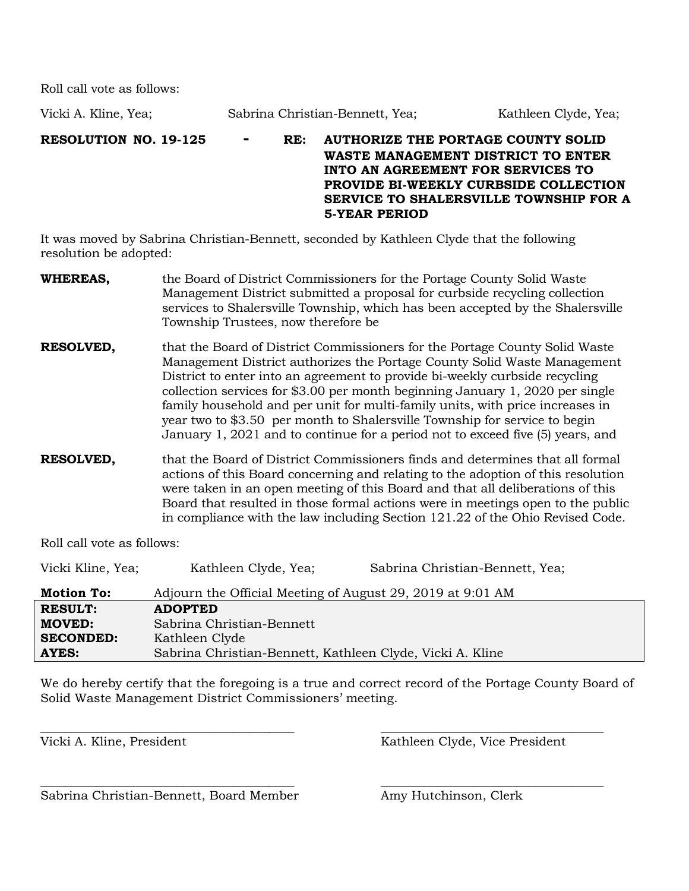Roll call vote as follows:

Vicki A. Kline, Yea; Sabrina Christian-Bennett, Yea; Kathleen Clyde, Yea;

**RESOLUTION NO. 19-125 - RE: AUTHORIZE THE PORTAGE COUNTY SOLID WASTE MANAGEMENT DISTRICT TO ENTER INTO AN AGREEMENT FOR SERVICES TO PROVIDE BI-WEEKLY CURBSIDE COLLECTION SERVICE TO SHALERSVILLE TOWNSHIP FOR A 5-YEAR PERIOD**

It was moved by Sabrina Christian-Bennett, seconded by Kathleen Clyde that the following resolution be adopted:

**WHEREAS,** the Board of District Commissioners for the Portage County Solid Waste Management District submitted a proposal for curbside recycling collection services to Shalersville Township, which has been accepted by the Shalersville Township Trustees, now therefore be

**RESOLVED,** that the Board of District Commissioners for the Portage County Solid Waste Management District authorizes the Portage County Solid Waste Management District to enter into an agreement to provide bi-weekly curbside recycling collection services for $3.00 per month beginning January 1, 2020 per single family household and per unit for multi-family units, with price increases in year two to $3.50 per month to Shalersville Township for service to begin January 1, 2021 and to continue for a period not to exceed five (5) years, and

**RESOLVED,** that the Board of District Commissioners finds and determines that all formal actions of this Board concerning and relating to the adoption of this resolution were taken in an open meeting of this Board and that all deliberations of this Board that resulted in those formal actions were in meetings open to the public in compliance with the law including Section 121.22 of the Ohio Revised Code.

Roll call vote as follows:

Vicki Kline, Yea; Kathleen Clyde, Yea; Sabrina Christian-Bennett, Yea;

**Motion To:** Adjourn the Official Meeting of August 29, 2019 at 9:01 AM

| | |
|---|---|
| **RESULT:** | **ADOPTED** |
| **MOVED:** | Sabrina Christian-Bennett |
| **SECONDED:** | Kathleen Clyde |
| **AYES:** | Sabrina Christian-Bennett, Kathleen Clyde, Vicki A. Kline |

We do hereby certify that the foregoing is a true and correct record of the Portage County Board of Solid Waste Management District Commissioners' meeting.

\_\_\_\_\_\_\_\_\_\_\_\_\_\_\_\_\_\_\_\_\_\_\_\_\_\_\_\_\_\_\_\_\_\_\_\_\_\_\_\_
Vicki A. Kline, President

\_\_\_\_\_\_\_\_\_\_\_\_\_\_\_\_\_\_\_\_\_\_\_\_\_\_\_\_\_\_\_\_\_\_\_\_\_\_\_\_
Kathleen Clyde, Vice President

\_\_\_\_\_\_\_\_\_\_\_\_\_\_\_\_\_\_\_\_\_\_\_\_\_\_\_\_\_\_\_\_\_\_\_\_\_\_\_\_
Sabrina Christian-Bennett, Board Member

\_\_\_\_\_\_\_\_\_\_\_\_\_\_\_\_\_\_\_\_\_\_\_\_\_\_\_\_\_\_\_\_\_\_\_\_\_\_\_\_
Amy Hutchinson, Clerk